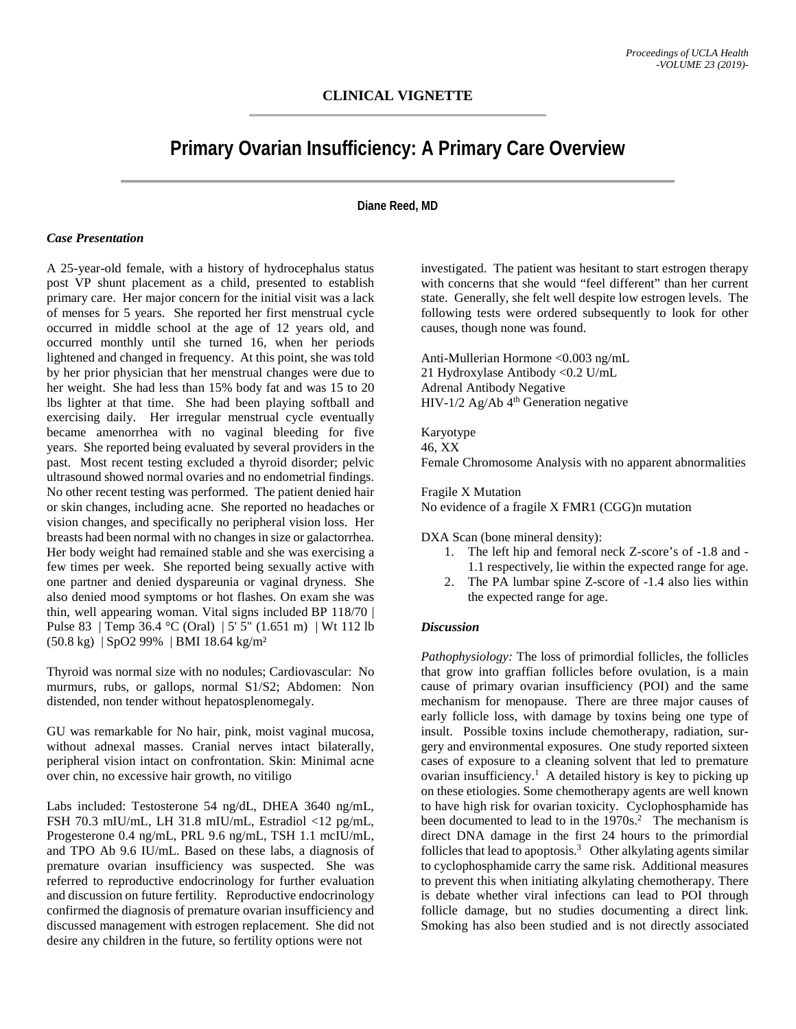**CLINICAL VIGNETTE**

# Primary Ovarian Insufficiency: A Primary Care Overview

**Diane Reed, MD**

### *Case Presentation*

A 25-year-old female, with a history of hydrocephalus status post VP shunt placement as a child, presented to establish primary care. Her major concern for the initial visit was a lack of menses for 5 years. She reported her first menstrual cycle occurred in middle school at the age of 12 years old, and occurred monthly until she turned 16, when her periods lightened and changed in frequency. At this point, she was told by her prior physician that her menstrual changes were due to her weight. She had less than 15% body fat and was 15 to 20 lbs lighter at that time. She had been playing softball and exercising daily. Her irregular menstrual cycle eventually became amenorrhea with no vaginal bleeding for five years. She reported being evaluated by several providers in the past. Most recent testing excluded a thyroid disorder; pelvic ultrasound showed normal ovaries and no endometrial findings. No other recent testing was performed. The patient denied hair or skin changes, including acne. She reported no headaches or vision changes, and specifically no peripheral vision loss. Her breasts had been normal with no changes in size or galactorrhea. Her body weight had remained stable and she was exercising a few times per week. She reported being sexually active with one partner and denied dyspareunia or vaginal dryness. She also denied mood symptoms or hot flashes. On exam she was thin, well appearing woman. Vital signs included BP 118/70 | Pulse 83 | Temp 36.4 °C (Oral) | 5' 5" (1.651 m) | Wt 112 lb (50.8 kg) | SpO2 99% | BMI 18.64 kg/m²

Thyroid was normal size with no nodules; Cardiovascular: No murmurs, rubs, or gallops, normal S1/S2; Abdomen: Non distended, non tender without hepatosplenomegaly.

GU was remarkable for No hair, pink, moist vaginal mucosa, without adnexal masses. Cranial nerves intact bilaterally, peripheral vision intact on confrontation. Skin: Minimal acne over chin, no excessive hair growth, no vitiligo

Labs included: Testosterone 54 ng/dL, DHEA 3640 ng/mL, FSH 70.3 mIU/mL, LH 31.8 mIU/mL, Estradiol <12 pg/mL, Progesterone 0.4 ng/mL, PRL 9.6 ng/mL, TSH 1.1 mcIU/mL, and TPO Ab 9.6 IU/mL. Based on these labs, a diagnosis of premature ovarian insufficiency was suspected. She was referred to reproductive endocrinology for further evaluation and discussion on future fertility. Reproductive endocrinology confirmed the diagnosis of premature ovarian insufficiency and discussed management with estrogen replacement. She did not desire any children in the future, so fertility options were not investigated. The patient was hesitant to start estrogen therapy with concerns that she would "feel different" than her current state. Generally, she felt well despite low estrogen levels. The following tests were ordered subsequently to look for other causes, though none was found.

Anti-Mullerian Hormone <0.003 ng/mL
21 Hydroxylase Antibody <0.2 U/mL
Adrenal Antibody Negative
HIV-1/2 Ag/Ab 4th Generation negative

Karyotype
46, XX
Female Chromosome Analysis with no apparent abnormalities

Fragile X Mutation
No evidence of a fragile X FMR1 (CGG)n mutation

DXA Scan (bone mineral density):

1. The left hip and femoral neck Z-score's of -1.8 and -1.1 respectively, lie within the expected range for age.
2. The PA lumbar spine Z-score of -1.4 also lies within the expected range for age.

### *Discussion*

*Pathophysiology:* The loss of primordial follicles, the follicles that grow into graffian follicles before ovulation, is a main cause of primary ovarian insufficiency (POI) and the same mechanism for menopause. There are three major causes of early follicle loss, with damage by toxins being one type of insult. Possible toxins include chemotherapy, radiation, surgery and environmental exposures. One study reported sixteen cases of exposure to a cleaning solvent that led to premature ovarian insufficiency.[1] A detailed history is key to picking up on these etiologies. Some chemotherapy agents are well known to have high risk for ovarian toxicity. Cyclophosphamide has been documented to lead to in the 1970s.[2] The mechanism is direct DNA damage in the first 24 hours to the primordial follicles that lead to apoptosis.[3] Other alkylating agents similar to cyclophosphamide carry the same risk. Additional measures to prevent this when initiating alkylating chemotherapy. There is debate whether viral infections can lead to POI through follicle damage, but no studies documenting a direct link. Smoking has also been studied and is not directly associated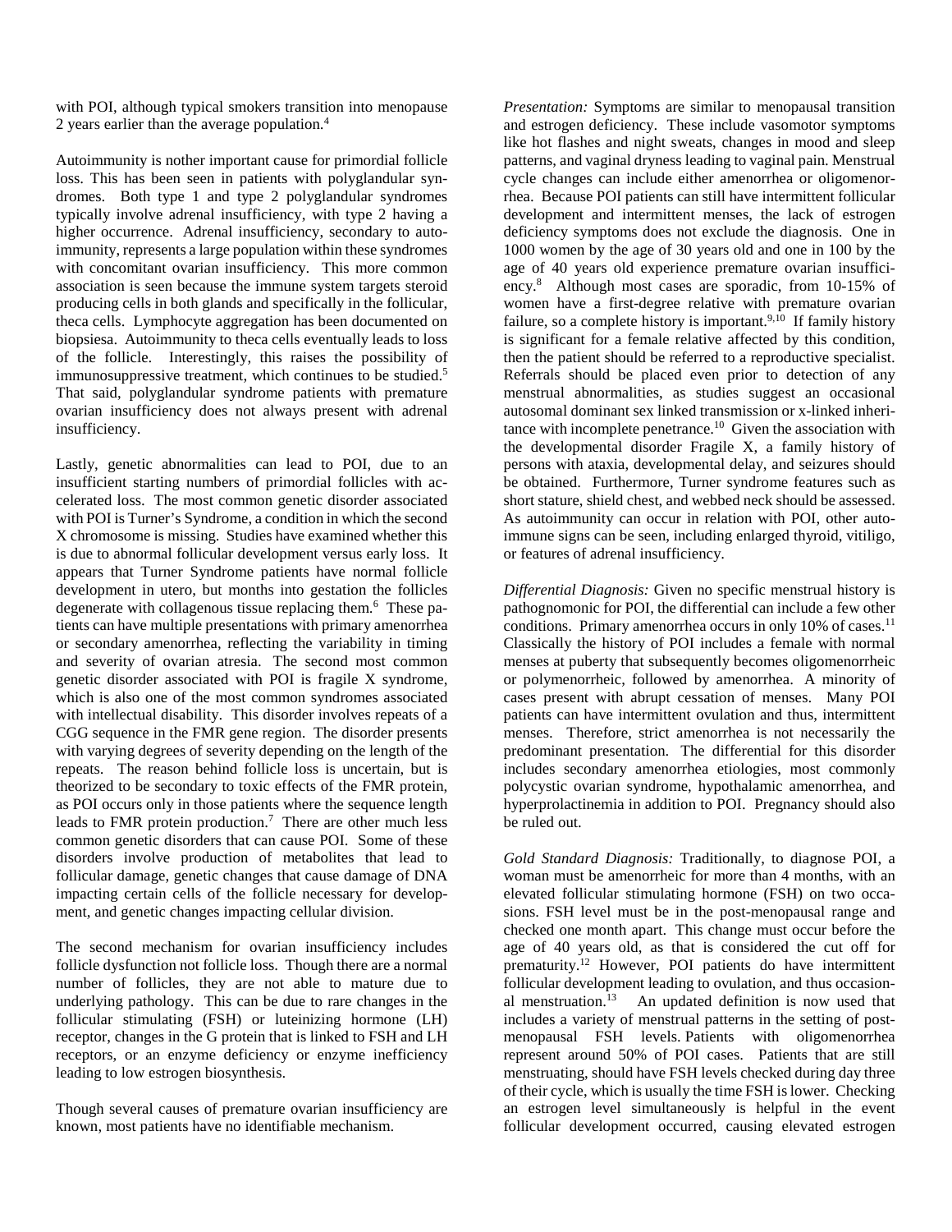with POI, although typical smokers transition into menopause 2 years earlier than the average population.[4]

Autoimmunity is nother important cause for primordial follicle loss. This has been seen in patients with polyglandular syndromes. Both type 1 and type 2 polyglandular syndromes typically involve adrenal insufficiency, with type 2 having a higher occurrence. Adrenal insufficiency, secondary to autoimmunity, represents a large population within these syndromes with concomitant ovarian insufficiency. This more common association is seen because the immune system targets steroid producing cells in both glands and specifically in the follicular, theca cells. Lymphocyte aggregation has been documented on biopsiesa. Autoimmunity to theca cells eventually leads to loss of the follicle. Interestingly, this raises the possibility of immunosuppressive treatment, which continues to be studied.[5] That said, polyglandular syndrome patients with premature ovarian insufficiency does not always present with adrenal insufficiency.

Lastly, genetic abnormalities can lead to POI, due to an insufficient starting numbers of primordial follicles with accelerated loss. The most common genetic disorder associated with POI is Turner's Syndrome, a condition in which the second X chromosome is missing. Studies have examined whether this is due to abnormal follicular development versus early loss. It appears that Turner Syndrome patients have normal follicle development in utero, but months into gestation the follicles degenerate with collagenous tissue replacing them.[6] These patients can have multiple presentations with primary amenorrhea or secondary amenorrhea, reflecting the variability in timing and severity of ovarian atresia. The second most common genetic disorder associated with POI is fragile X syndrome, which is also one of the most common syndromes associated with intellectual disability. This disorder involves repeats of a CGG sequence in the FMR gene region. The disorder presents with varying degrees of severity depending on the length of the repeats. The reason behind follicle loss is uncertain, but is theorized to be secondary to toxic effects of the FMR protein, as POI occurs only in those patients where the sequence length leads to FMR protein production.[7] There are other much less common genetic disorders that can cause POI. Some of these disorders involve production of metabolites that lead to follicular damage, genetic changes that cause damage of DNA impacting certain cells of the follicle necessary for development, and genetic changes impacting cellular division.

The second mechanism for ovarian insufficiency includes follicle dysfunction not follicle loss. Though there are a normal number of follicles, they are not able to mature due to underlying pathology. This can be due to rare changes in the follicular stimulating (FSH) or luteinizing hormone (LH) receptor, changes in the G protein that is linked to FSH and LH receptors, or an enzyme deficiency or enzyme inefficiency leading to low estrogen biosynthesis.

Though several causes of premature ovarian insufficiency are known, most patients have no identifiable mechanism.

*Presentation:* Symptoms are similar to menopausal transition and estrogen deficiency. These include vasomotor symptoms like hot flashes and night sweats, changes in mood and sleep patterns, and vaginal dryness leading to vaginal pain. Menstrual cycle changes can include either amenorrhea or oligomenorrhea. Because POI patients can still have intermittent follicular development and intermittent menses, the lack of estrogen deficiency symptoms does not exclude the diagnosis. One in 1000 women by the age of 30 years old and one in 100 by the age of 40 years old experience premature ovarian insufficiency.[8] Although most cases are sporadic, from 10-15% of women have a first-degree relative with premature ovarian failure, so a complete history is important.[9,10] If family history is significant for a female relative affected by this condition, then the patient should be referred to a reproductive specialist. Referrals should be placed even prior to detection of any menstrual abnormalities, as studies suggest an occasional autosomal dominant sex linked transmission or x-linked inheritance with incomplete penetrance.[10] Given the association with the developmental disorder Fragile X, a family history of persons with ataxia, developmental delay, and seizures should be obtained. Furthermore, Turner syndrome features such as short stature, shield chest, and webbed neck should be assessed. As autoimmunity can occur in relation with POI, other autoimmune signs can be seen, including enlarged thyroid, vitiligo, or features of adrenal insufficiency.

*Differential Diagnosis:* Given no specific menstrual history is pathognomonic for POI, the differential can include a few other conditions. Primary amenorrhea occurs in only 10% of cases.[11] Classically the history of POI includes a female with normal menses at puberty that subsequently becomes oligomenorrheic or polymenorrheic, followed by amenorrhea. A minority of cases present with abrupt cessation of menses. Many POI patients can have intermittent ovulation and thus, intermittent menses. Therefore, strict amenorrhea is not necessarily the predominant presentation. The differential for this disorder includes secondary amenorrhea etiologies, most commonly polycystic ovarian syndrome, hypothalamic amenorrhea, and hyperprolactinemia in addition to POI. Pregnancy should also be ruled out.

*Gold Standard Diagnosis:* Traditionally, to diagnose POI, a woman must be amenorrheic for more than 4 months, with an elevated follicular stimulating hormone (FSH) on two occasions. FSH level must be in the post-menopausal range and checked one month apart. This change must occur before the age of 40 years old, as that is considered the cut off for prematurity.[12] However, POI patients do have intermittent follicular development leading to ovulation, and thus occasional menstruation.[13] An updated definition is now used that includes a variety of menstrual patterns in the setting of post-menopausal FSH levels. Patients with oligomenorrhea represent around 50% of POI cases. Patients that are still menstruating, should have FSH levels checked during day three of their cycle, which is usually the time FSH is lower. Checking an estrogen level simultaneously is helpful in the event follicular development occurred, causing elevated estrogen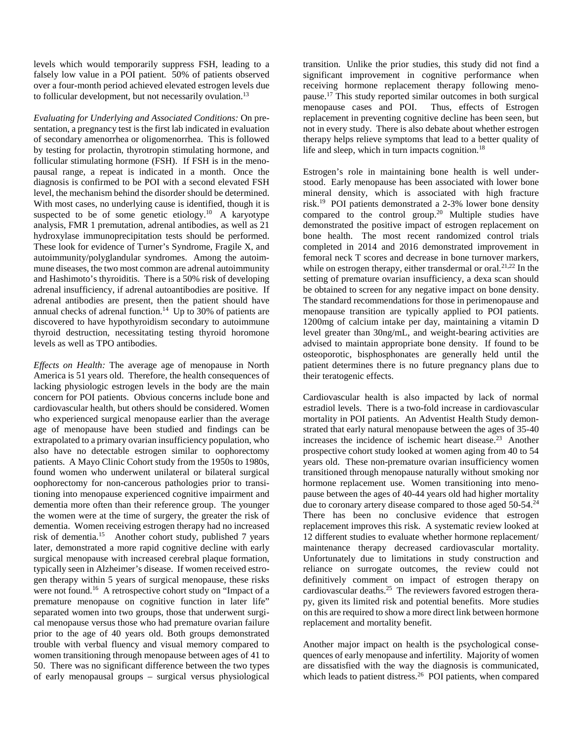levels which would temporarily suppress FSH, leading to a falsely low value in a POI patient. 50% of patients observed over a four-month period achieved elevated estrogen levels due to follicular development, but not necessarily ovulation.[13]

*Evaluating for Underlying and Associated Conditions:* On presentation, a pregnancy test is the first lab indicated in evaluation of secondary amenorrhea or oligomenorrhea. This is followed by testing for prolactin, thyrotropin stimulating hormone, and follicular stimulating hormone (FSH). If FSH is in the menopausal range, a repeat is indicated in a month. Once the diagnosis is confirmed to be POI with a second elevated FSH level, the mechanism behind the disorder should be determined. With most cases, no underlying cause is identified, though it is suspected to be of some genetic etiology.[10] A karyotype analysis, FMR 1 premutation, adrenal antibodies, as well as 21 hydroxylase immunoprecipitation tests should be performed. These look for evidence of Turner's Syndrome, Fragile X, and autoimmunity/polyglandular syndromes. Among the autoimmune diseases, the two most common are adrenal autoimmunity and Hashimoto's thyroiditis. There is a 50% risk of developing adrenal insufficiency, if adrenal autoantibodies are positive. If adrenal antibodies are present, then the patient should have annual checks of adrenal function.[14] Up to 30% of patients are discovered to have hypothyroidism secondary to autoimmune thyroid destruction, necessitating testing thyroid horomone levels as well as TPO antibodies.

*Effects on Health:* The average age of menopause in North America is 51 years old. Therefore, the health consequences of lacking physiologic estrogen levels in the body are the main concern for POI patients. Obvious concerns include bone and cardiovascular health, but others should be considered. Women who experienced surgical menopause earlier than the average age of menopause have been studied and findings can be extrapolated to a primary ovarian insufficiency population, who also have no detectable estrogen similar to oophorectomy patients. A Mayo Clinic Cohort study from the 1950s to 1980s, found women who underwent unilateral or bilateral surgical oophorectomy for non-cancerous pathologies prior to transitioning into menopause experienced cognitive impairment and dementia more often than their reference group. The younger the women were at the time of surgery, the greater the risk of dementia. Women receiving estrogen therapy had no increased risk of dementia.[15] Another cohort study, published 7 years later, demonstrated a more rapid cognitive decline with early surgical menopause with increased cerebral plaque formation, typically seen in Alzheimer's disease. If women received estrogen therapy within 5 years of surgical menopause, these risks were not found.[16] A retrospective cohort study on "Impact of a premature menopause on cognitive function in later life" separated women into two groups, those that underwent surgical menopause versus those who had premature ovarian failure prior to the age of 40 years old. Both groups demonstrated trouble with verbal fluency and visual memory compared to women transitioning through menopause between ages of 41 to 50. There was no significant difference between the two types of early menopausal groups – surgical versus physiological transition. Unlike the prior studies, this study did not find a significant improvement in cognitive performance when receiving hormone replacement therapy following menopause.[17] This study reported similar outcomes in both surgical menopause cases and POI. Thus, effects of Estrogen replacement in preventing cognitive decline has been seen, but not in every study. There is also debate about whether estrogen therapy helps relieve symptoms that lead to a better quality of life and sleep, which in turn impacts cognition.[18]

Estrogen's role in maintaining bone health is well understood. Early menopause has been associated with lower bone mineral density, which is associated with high fracture risk.[19] POI patients demonstrated a 2-3% lower bone density compared to the control group.[20] Multiple studies have demonstrated the positive impact of estrogen replacement on bone health. The most recent randomized control trials completed in 2014 and 2016 demonstrated improvement in femoral neck T scores and decrease in bone turnover markers, while on estrogen therapy, either transdermal or oral.[21,22] In the setting of premature ovarian insufficiency, a dexa scan should be obtained to screen for any negative impact on bone density. The standard recommendations for those in perimenopause and menopause transition are typically applied to POI patients. 1200mg of calcium intake per day, maintaining a vitamin D level greater than 30ng/mL, and weight-bearing activities are advised to maintain appropriate bone density. If found to be osteoporotic, bisphosphonates are generally held until the patient determines there is no future pregnancy plans due to their teratogenic effects.

Cardiovascular health is also impacted by lack of normal estradiol levels. There is a two-fold increase in cardiovascular mortality in POI patients. An Adventist Health Study demonstrated that early natural menopause between the ages of 35-40 increases the incidence of ischemic heart disease.[23] Another prospective cohort study looked at women aging from 40 to 54 years old. These non-premature ovarian insufficiency women transitioned through menopause naturally without smoking nor hormone replacement use. Women transitioning into menopause between the ages of 40-44 years old had higher mortality due to coronary artery disease compared to those aged 50-54.[24] There has been no conclusive evidence that estrogen replacement improves this risk. A systematic review looked at 12 different studies to evaluate whether hormone replacement/ maintenance therapy decreased cardiovascular mortality. Unfortunately due to limitations in study construction and reliance on surrogate outcomes, the review could not definitively comment on impact of estrogen therapy on cardiovascular deaths.[25] The reviewers favored estrogen therapy, given its limited risk and potential benefits. More studies on this are required to show a more direct link between hormone replacement and mortality benefit.

Another major impact on health is the psychological consequences of early menopause and infertility. Majority of women are dissatisfied with the way the diagnosis is communicated, which leads to patient distress.[26] POI patients, when compared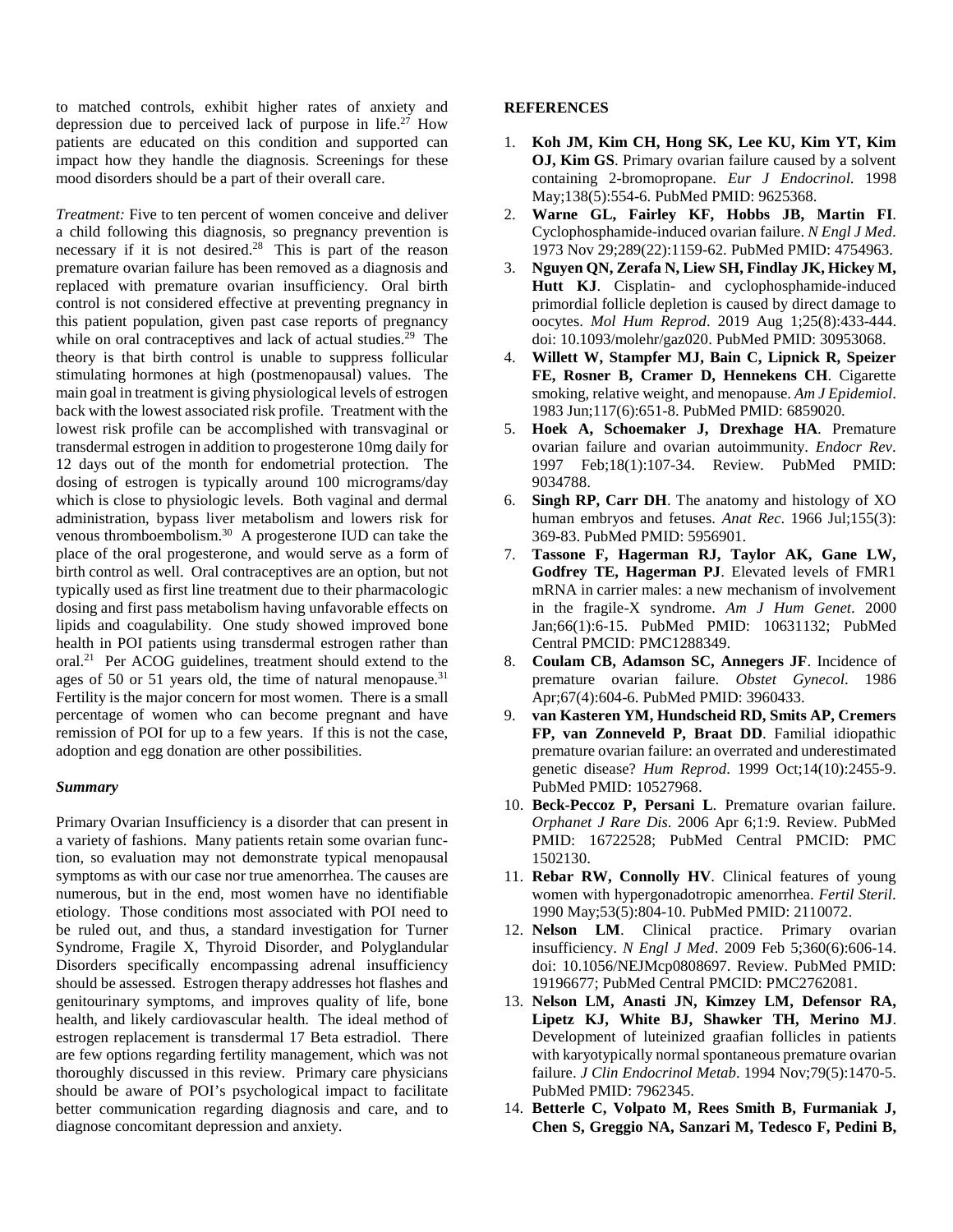to matched controls, exhibit higher rates of anxiety and depression due to perceived lack of purpose in life.[27] How patients are educated on this condition and supported can impact how they handle the diagnosis. Screenings for these mood disorders should be a part of their overall care.

*Treatment:* Five to ten percent of women conceive and deliver a child following this diagnosis, so pregnancy prevention is necessary if it is not desired.[28] This is part of the reason premature ovarian failure has been removed as a diagnosis and replaced with premature ovarian insufficiency. Oral birth control is not considered effective at preventing pregnancy in this patient population, given past case reports of pregnancy while on oral contraceptives and lack of actual studies.[29] The theory is that birth control is unable to suppress follicular stimulating hormones at high (postmenopausal) values. The main goal in treatment is giving physiological levels of estrogen back with the lowest associated risk profile. Treatment with the lowest risk profile can be accomplished with transvaginal or transdermal estrogen in addition to progesterone 10mg daily for 12 days out of the month for endometrial protection. The dosing of estrogen is typically around 100 micrograms/day which is close to physiologic levels. Both vaginal and dermal administration, bypass liver metabolism and lowers risk for venous thromboembolism.[30] A progesterone IUD can take the place of the oral progesterone, and would serve as a form of birth control as well. Oral contraceptives are an option, but not typically used as first line treatment due to their pharmacologic dosing and first pass metabolism having unfavorable effects on lipids and coagulability. One study showed improved bone health in POI patients using transdermal estrogen rather than oral.[21] Per ACOG guidelines, treatment should extend to the ages of 50 or 51 years old, the time of natural menopause.[31] Fertility is the major concern for most women. There is a small percentage of women who can become pregnant and have remission of POI for up to a few years. If this is not the case, adoption and egg donation are other possibilities.

***Summary***

Primary Ovarian Insufficiency is a disorder that can present in a variety of fashions. Many patients retain some ovarian function, so evaluation may not demonstrate typical menopausal symptoms as with our case nor true amenorrhea. The causes are numerous, but in the end, most women have no identifiable etiology. Those conditions most associated with POI need to be ruled out, and thus, a standard investigation for Turner Syndrome, Fragile X, Thyroid Disorder, and Polyglandular Disorders specifically encompassing adrenal insufficiency should be assessed. Estrogen therapy addresses hot flashes and genitourinary symptoms, and improves quality of life, bone health, and likely cardiovascular health. The ideal method of estrogen replacement is transdermal 17 Beta estradiol. There are few options regarding fertility management, which was not thoroughly discussed in this review. Primary care physicians should be aware of POI's psychological impact to facilitate better communication regarding diagnosis and care, and to diagnose concomitant depression and anxiety.

**REFERENCES**

1. **Koh JM, Kim CH, Hong SK, Lee KU, Kim YT, Kim OJ, Kim GS**. Primary ovarian failure caused by a solvent containing 2-bromopropane. *Eur J Endocrinol.* 1998 May;138(5):554-6. PubMed PMID: 9625368.
2. **Warne GL, Fairley KF, Hobbs JB, Martin FI**. Cyclophosphamide-induced ovarian failure. *N Engl J Med*. 1973 Nov 29;289(22):1159-62. PubMed PMID: 4754963.
3. **Nguyen QN, Zerafa N, Liew SH, Findlay JK, Hickey M, Hutt KJ**. Cisplatin- and cyclophosphamide-induced primordial follicle depletion is caused by direct damage to oocytes. *Mol Hum Reprod*. 2019 Aug 1;25(8):433-444. doi: 10.1093/molehr/gaz020. PubMed PMID: 30953068.
4. **Willett W, Stampfer MJ, Bain C, Lipnick R, Speizer FE, Rosner B, Cramer D, Hennekens CH**. Cigarette smoking, relative weight, and menopause. *Am J Epidemiol*. 1983 Jun;117(6):651-8. PubMed PMID: 6859020.
5. **Hoek A, Schoemaker J, Drexhage HA**. Premature ovarian failure and ovarian autoimmunity. *Endocr Rev*. 1997 Feb;18(1):107-34. Review. PubMed PMID: 9034788.
6. **Singh RP, Carr DH**. The anatomy and histology of XO human embryos and fetuses. *Anat Rec*. 1966 Jul;155(3): 369-83. PubMed PMID: 5956901.
7. **Tassone F, Hagerman RJ, Taylor AK, Gane LW, Godfrey TE, Hagerman PJ**. Elevated levels of FMR1 mRNA in carrier males: a new mechanism of involvement in the fragile-X syndrome. *Am J Hum Genet*. 2000 Jan;66(1):6-15. PubMed PMID: 10631132; PubMed Central PMCID: PMC1288349.
8. **Coulam CB, Adamson SC, Annegers JF**. Incidence of premature ovarian failure. *Obstet Gynecol*. 1986 Apr;67(4):604-6. PubMed PMID: 3960433.
9. **van Kasteren YM, Hundscheid RD, Smits AP, Cremers FP, van Zonneveld P, Braat DD**. Familial idiopathic premature ovarian failure: an overrated and underestimated genetic disease? *Hum Reprod*. 1999 Oct;14(10):2455-9. PubMed PMID: 10527968.
10. **Beck-Peccoz P, Persani L**. Premature ovarian failure. *Orphanet J Rare Dis*. 2006 Apr 6;1:9. Review. PubMed PMID: 16722528; PubMed Central PMCID: PMC 1502130.
11. **Rebar RW, Connolly HV**. Clinical features of young women with hypergonadotropic amenorrhea. *Fertil Steril*. 1990 May;53(5):804-10. PubMed PMID: 2110072.
12. **Nelson LM**. Clinical practice. Primary ovarian insufficiency. *N Engl J Med*. 2009 Feb 5;360(6):606-14. doi: 10.1056/NEJMcp0808697. Review. PubMed PMID: 19196677; PubMed Central PMCID: PMC2762081.
13. **Nelson LM, Anasti JN, Kimzey LM, Defensor RA, Lipetz KJ, White BJ, Shawker TH, Merino MJ**. Development of luteinized graafian follicles in patients with karyotypically normal spontaneous premature ovarian failure. *J Clin Endocrinol Metab*. 1994 Nov;79(5):1470-5. PubMed PMID: 7962345.
14. **Betterle C, Volpato M, Rees Smith B, Furmaniak J, Chen S, Greggio NA, Sanzari M, Tedesco F, Pedini B,**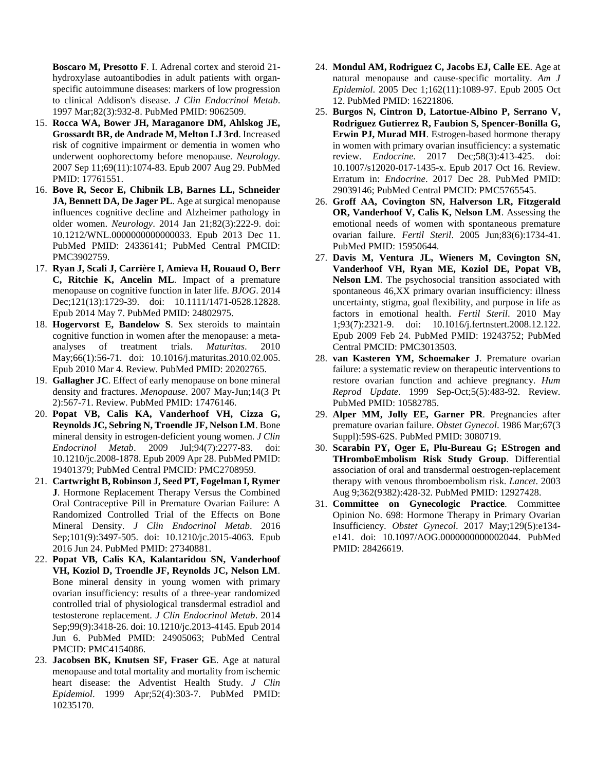**Boscaro M, Presotto F**. I. Adrenal cortex and steroid 21-hydroxylase autoantibodies in adult patients with organ-specific autoimmune diseases: markers of low progression to clinical Addison's disease. *J Clin Endocrinol Metab*. 1997 Mar;82(3):932-8. PubMed PMID: 9062509.

15. **Rocca WA, Bower JH, Maraganore DM, Ahlskog JE, Grossardt BR, de Andrade M, Melton LJ 3rd**. Increased risk of cognitive impairment or dementia in women who underwent oophorectomy before menopause. *Neurology*. 2007 Sep 11;69(11):1074-83. Epub 2007 Aug 29. PubMed PMID: 17761551.
16. **Bove R, Secor E, Chibnik LB, Barnes LL, Schneider JA, Bennett DA, De Jager PL**. Age at surgical menopause influences cognitive decline and Alzheimer pathology in older women. *Neurology*. 2014 Jan 21;82(3):222-9. doi: 10.1212/WNL.0000000000000033. Epub 2013 Dec 11. PubMed PMID: 24336141; PubMed Central PMCID: PMC3902759.
17. **Ryan J, Scali J, Carrière I, Amieva H, Rouaud O, Berr C, Ritchie K, Ancelin ML**. Impact of a premature menopause on cognitive function in later life. *BJOG*. 2014 Dec;121(13):1729-39. doi: 10.1111/1471-0528.12828. Epub 2014 May 7. PubMed PMID: 24802975.
18. **Hogervorst E, Bandelow S**. Sex steroids to maintain cognitive function in women after the menopause: a meta-analyses of treatment trials. *Maturitas*. 2010 May;66(1):56-71. doi: 10.1016/j.maturitas.2010.02.005. Epub 2010 Mar 4. Review. PubMed PMID: 20202765.
19. **Gallagher JC**. Effect of early menopause on bone mineral density and fractures. *Menopause*. 2007 May-Jun;14(3 Pt 2):567-71. Review. PubMed PMID: 17476146.
20. **Popat VB, Calis KA, Vanderhoof VH, Cizza G, Reynolds JC, Sebring N, Troendle JF, Nelson LM**. Bone mineral density in estrogen-deficient young women. *J Clin Endocrinol Metab*. 2009 Jul;94(7):2277-83. doi: 10.1210/jc.2008-1878. Epub 2009 Apr 28. PubMed PMID: 19401379; PubMed Central PMCID: PMC2708959.
21. **Cartwright B, Robinson J, Seed PT, Fogelman I, Rymer J**. Hormone Replacement Therapy Versus the Combined Oral Contraceptive Pill in Premature Ovarian Failure: A Randomized Controlled Trial of the Effects on Bone Mineral Density. *J Clin Endocrinol Metab*. 2016 Sep;101(9):3497-505. doi: 10.1210/jc.2015-4063. Epub 2016 Jun 24. PubMed PMID: 27340881.
22. **Popat VB, Calis KA, Kalantaridou SN, Vanderhoof VH, Koziol D, Troendle JF, Reynolds JC, Nelson LM**. Bone mineral density in young women with primary ovarian insufficiency: results of a three-year randomized controlled trial of physiological transdermal estradiol and testosterone replacement. *J Clin Endocrinol Metab*. 2014 Sep;99(9):3418-26. doi: 10.1210/jc.2013-4145. Epub 2014 Jun 6. PubMed PMID: 24905063; PubMed Central PMCID: PMC4154086.
23. **Jacobsen BK, Knutsen SF, Fraser GE**. Age at natural menopause and total mortality and mortality from ischemic heart disease: the Adventist Health Study. *J Clin Epidemiol*. 1999 Apr;52(4):303-7. PubMed PMID: 10235170.
24. **Mondul AM, Rodriguez C, Jacobs EJ, Calle EE**. Age at natural menopause and cause-specific mortality. *Am J Epidemiol*. 2005 Dec 1;162(11):1089-97. Epub 2005 Oct 12. PubMed PMID: 16221806.
25. **Burgos N, Cintron D, Latortue-Albino P, Serrano V, Rodriguez Gutierrez R, Faubion S, Spencer-Bonilla G, Erwin PJ, Murad MH**. Estrogen-based hormone therapy in women with primary ovarian insufficiency: a systematic review. *Endocrine*. 2017 Dec;58(3):413-425. doi: 10.1007/s12020-017-1435-x. Epub 2017 Oct 16. Review. Erratum in: *Endocrine*. 2017 Dec 28. PubMed PMID: 29039146; PubMed Central PMCID: PMC5765545.
26. **Groff AA, Covington SN, Halverson LR, Fitzgerald OR, Vanderhoof V, Calis K, Nelson LM**. Assessing the emotional needs of women with spontaneous premature ovarian failure. *Fertil Steril*. 2005 Jun;83(6):1734-41. PubMed PMID: 15950644.
27. **Davis M, Ventura JL, Wieners M, Covington SN, Vanderhoof VH, Ryan ME, Koziol DE, Popat VB, Nelson LM**. The psychosocial transition associated with spontaneous 46,XX primary ovarian insufficiency: illness uncertainty, stigma, goal flexibility, and purpose in life as factors in emotional health. *Fertil Steril*. 2010 May 1;93(7):2321-9. doi: 10.1016/j.fertnstert.2008.12.122. Epub 2009 Feb 24. PubMed PMID: 19243752; PubMed Central PMCID: PMC3013503.
28. **van Kasteren YM, Schoemaker J**. Premature ovarian failure: a systematic review on therapeutic interventions to restore ovarian function and achieve pregnancy. *Hum Reprod Update*. 1999 Sep-Oct;5(5):483-92. Review. PubMed PMID: 10582785.
29. **Alper MM, Jolly EE, Garner PR**. Pregnancies after premature ovarian failure. *Obstet Gynecol*. 1986 Mar;67(3 Suppl):59S-62S. PubMed PMID: 3080719.
30. **Scarabin PY, Oger E, Plu-Bureau G; EStrogen and THromboEmbolism Risk Study Group**. Differential association of oral and transdermal oestrogen-replacement therapy with venous thromboembolism risk. *Lancet*. 2003 Aug 9;362(9382):428-32. PubMed PMID: 12927428.
31. **Committee on Gynecologic Practice**. Committee Opinion No. 698: Hormone Therapy in Primary Ovarian Insufficiency. *Obstet Gynecol*. 2017 May;129(5):e134-e141. doi: 10.1097/AOG.0000000000002044. PubMed PMID: 28426619.